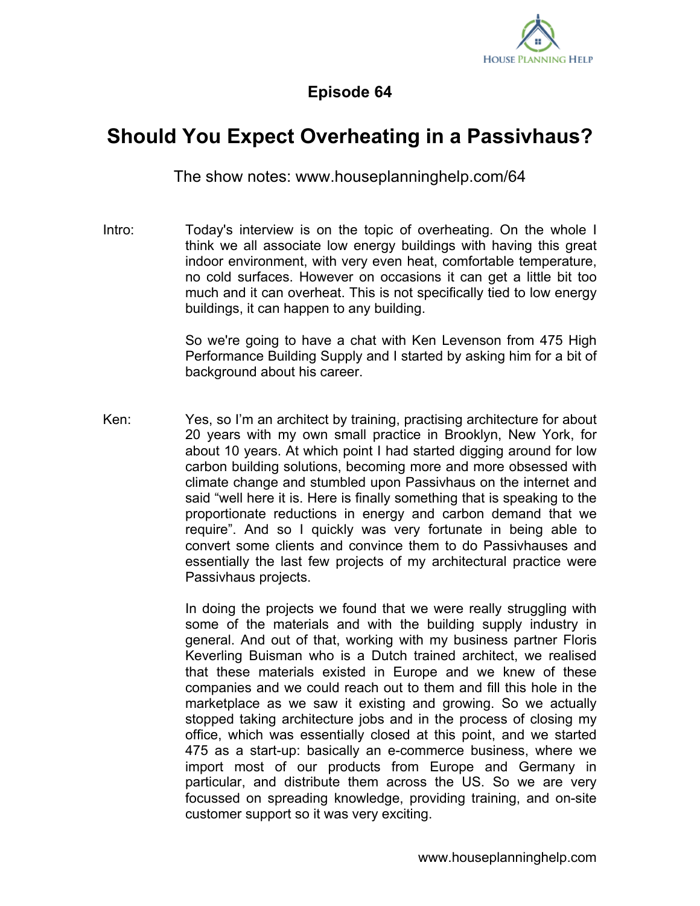**Episode 64**

# Should You Expect Overheating in a Passivhaus?

The show notes: www.houseplanninghelp.com/64

Intro: Today's interview is on the topic of overheating. On the whole I think we all associate low energy buildings with having this great indoor environment, with very even heat, comfortable temperature, no cold surfaces. However on occasions it can get a little bit too much and it can overheat. This is not specifically tied to low energy buildings, it can happen to any building.

So we're going to have a chat with Ken Levenson from 475 High Performance Building Supply and I started by asking him for a bit of background about his career.

Ken: Yes, so I'm an architect by training, practising architecture for about 20 years with my own small practice in Brooklyn, New York, for about 10 years. At which point I had started digging around for low carbon building solutions, becoming more and more obsessed with climate change and stumbled upon Passivhaus on the internet and said "well here it is. Here is finally something that is speaking to the proportionate reductions in energy and carbon demand that we require". And so I quickly was very fortunate in being able to convert some clients and convince them to do Passivhauses and essentially the last few projects of my architectural practice were Passivhaus projects.

In doing the projects we found that we were really struggling with some of the materials and with the building supply industry in general. And out of that, working with my business partner Floris Keverling Buisman who is a Dutch trained architect, we realised that these materials existed in Europe and we knew of these companies and we could reach out to them and fill this hole in the marketplace as we saw it existing and growing. So we actually stopped taking architecture jobs and in the process of closing my office, which was essentially closed at this point, and we started 475 as a start-up: basically an e-commerce business, where we import most of our products from Europe and Germany in particular, and distribute them across the US. So we are very focussed on spreading knowledge, providing training, and on-site customer support so it was very exciting.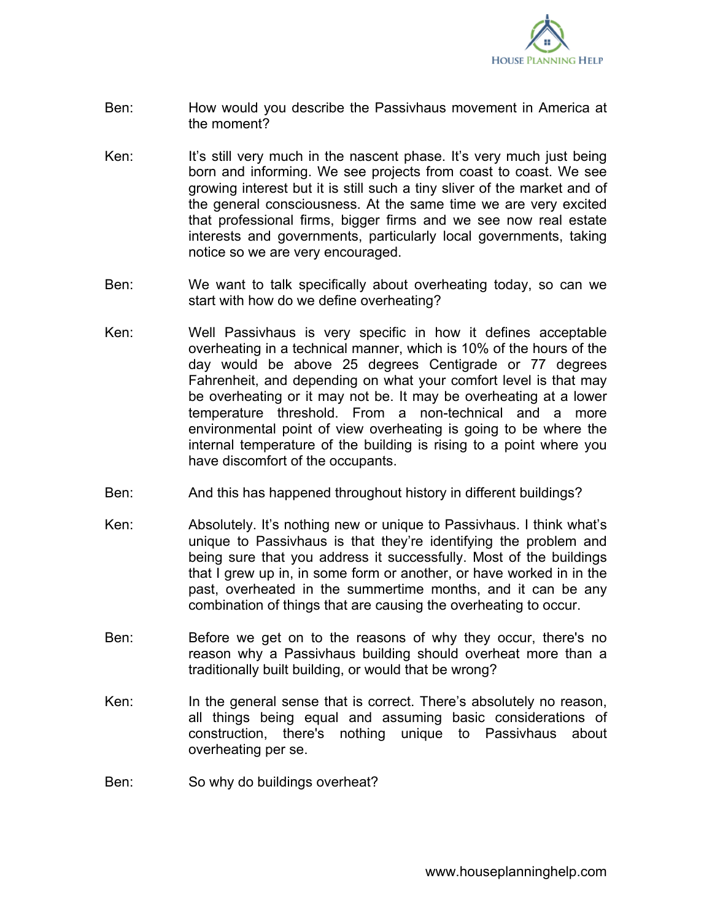Ben: How would you describe the Passivhaus movement in America at the moment?

Ken: It's still very much in the nascent phase. It's very much just being born and informing. We see projects from coast to coast. We see growing interest but it is still such a tiny sliver of the market and of the general consciousness. At the same time we are very excited that professional firms, bigger firms and we see now real estate interests and governments, particularly local governments, taking notice so we are very encouraged.

Ben: We want to talk specifically about overheating today, so can we start with how do we define overheating?

Ken: Well Passivhaus is very specific in how it defines acceptable overheating in a technical manner, which is 10% of the hours of the day would be above 25 degrees Centigrade or 77 degrees Fahrenheit, and depending on what your comfort level is that may be overheating or it may not be. It may be overheating at a lower temperature threshold. From a non-technical and a more environmental point of view overheating is going to be where the internal temperature of the building is rising to a point where you have discomfort of the occupants.

Ben: And this has happened throughout history in different buildings?

Ken: Absolutely. It's nothing new or unique to Passivhaus. I think what's unique to Passivhaus is that they're identifying the problem and being sure that you address it successfully. Most of the buildings that I grew up in, in some form or another, or have worked in in the past, overheated in the summertime months, and it can be any combination of things that are causing the overheating to occur.

Ben: Before we get on to the reasons of why they occur, there's no reason why a Passivhaus building should overheat more than a traditionally built building, or would that be wrong?

Ken: In the general sense that is correct. There's absolutely no reason, all things being equal and assuming basic considerations of construction, there's nothing unique to Passivhaus about overheating per se.

Ben: So why do buildings overheat?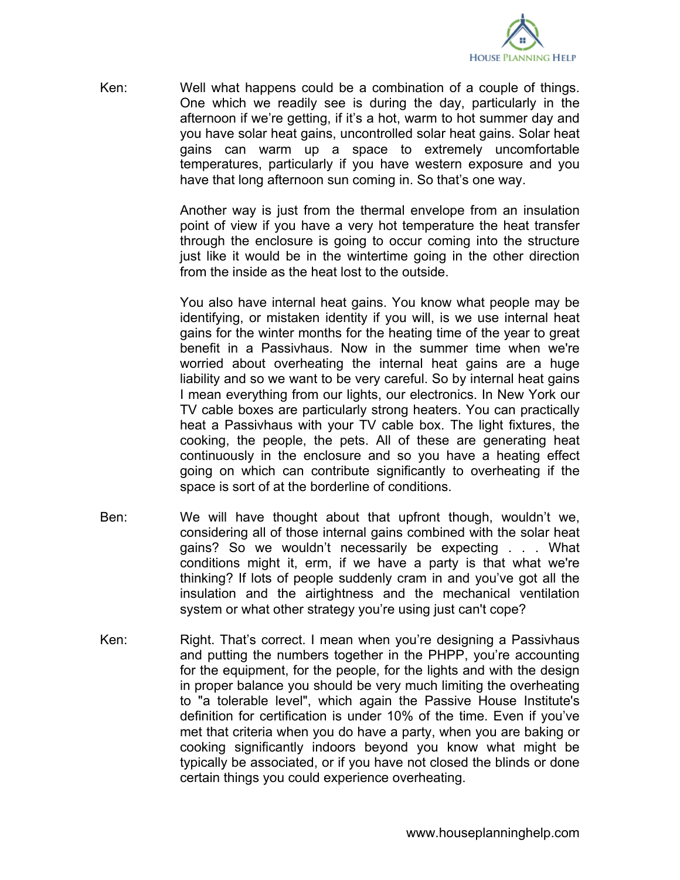Ken: Well what happens could be a combination of a couple of things. One which we readily see is during the day, particularly in the afternoon if we're getting, if it's a hot, warm to hot summer day and you have solar heat gains, uncontrolled solar heat gains. Solar heat gains can warm up a space to extremely uncomfortable temperatures, particularly if you have western exposure and you have that long afternoon sun coming in. So that's one way.

Another way is just from the thermal envelope from an insulation point of view if you have a very hot temperature the heat transfer through the enclosure is going to occur coming into the structure just like it would be in the wintertime going in the other direction from the inside as the heat lost to the outside.

You also have internal heat gains. You know what people may be identifying, or mistaken identity if you will, is we use internal heat gains for the winter months for the heating time of the year to great benefit in a Passivhaus. Now in the summer time when we're worried about overheating the internal heat gains are a huge liability and so we want to be very careful. So by internal heat gains I mean everything from our lights, our electronics. In New York our TV cable boxes are particularly strong heaters. You can practically heat a Passivhaus with your TV cable box. The light fixtures, the cooking, the people, the pets. All of these are generating heat continuously in the enclosure and so you have a heating effect going on which can contribute significantly to overheating if the space is sort of at the borderline of conditions.

Ben: We will have thought about that upfront though, wouldn't we, considering all of those internal gains combined with the solar heat gains? So we wouldn't necessarily be expecting . . . What conditions might it, erm, if we have a party is that what we're thinking? If lots of people suddenly cram in and you've got all the insulation and the airtightness and the mechanical ventilation system or what other strategy you're using just can't cope?

Ken: Right. That's correct. I mean when you're designing a Passivhaus and putting the numbers together in the PHPP, you're accounting for the equipment, for the people, for the lights and with the design in proper balance you should be very much limiting the overheating to "a tolerable level", which again the Passive House Institute's definition for certification is under 10% of the time. Even if you've met that criteria when you do have a party, when you are baking or cooking significantly indoors beyond you know what might be typically be associated, or if you have not closed the blinds or done certain things you could experience overheating.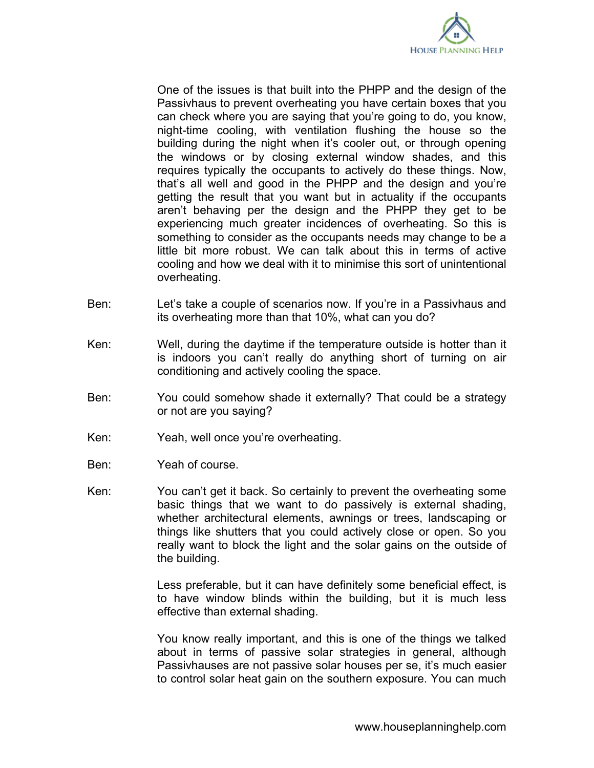One of the issues is that built into the PHPP and the design of the Passivhaus to prevent overheating you have certain boxes that you can check where you are saying that you're going to do, you know, night-time cooling, with ventilation flushing the house so the building during the night when it's cooler out, or through opening the windows or by closing external window shades, and this requires typically the occupants to actively do these things. Now, that's all well and good in the PHPP and the design and you're getting the result that you want but in actuality if the occupants aren't behaving per the design and the PHPP they get to be experiencing much greater incidences of overheating. So this is something to consider as the occupants needs may change to be a little bit more robust. We can talk about this in terms of active cooling and how we deal with it to minimise this sort of unintentional overheating.

Ben: Let's take a couple of scenarios now. If you're in a Passivhaus and its overheating more than that 10%, what can you do?

Ken: Well, during the daytime if the temperature outside is hotter than it is indoors you can't really do anything short of turning on air conditioning and actively cooling the space.

Ben: You could somehow shade it externally? That could be a strategy or not are you saying?

Ken: Yeah, well once you're overheating.

Ben: Yeah of course.

Ken: You can't get it back. So certainly to prevent the overheating some basic things that we want to do passively is external shading, whether architectural elements, awnings or trees, landscaping or things like shutters that you could actively close or open. So you really want to block the light and the solar gains on the outside of the building.

Less preferable, but it can have definitely some beneficial effect, is to have window blinds within the building, but it is much less effective than external shading.

You know really important, and this is one of the things we talked about in terms of passive solar strategies in general, although Passivhauses are not passive solar houses per se, it's much easier to control solar heat gain on the southern exposure. You can much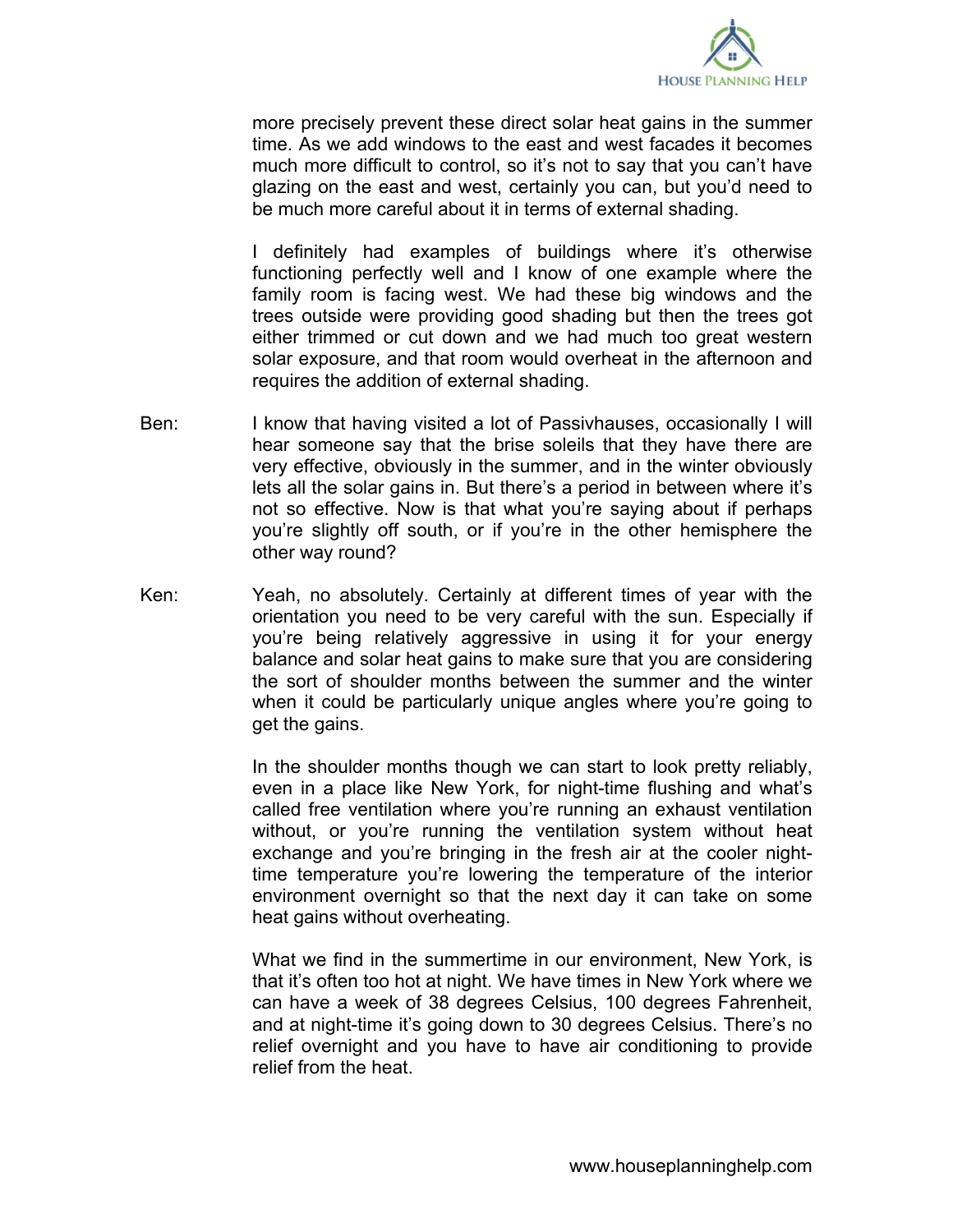more precisely prevent these direct solar heat gains in the summer time. As we add windows to the east and west facades it becomes much more difficult to control, so it's not to say that you can't have glazing on the east and west, certainly you can, but you'd need to be much more careful about it in terms of external shading.

I definitely had examples of buildings where it's otherwise functioning perfectly well and I know of one example where the family room is facing west. We had these big windows and the trees outside were providing good shading but then the trees got either trimmed or cut down and we had much too great western solar exposure, and that room would overheat in the afternoon and requires the addition of external shading.

Ben: I know that having visited a lot of Passivhauses, occasionally I will hear someone say that the brise soleils that they have there are very effective, obviously in the summer, and in the winter obviously lets all the solar gains in. But there's a period in between where it's not so effective. Now is that what you're saying about if perhaps you're slightly off south, or if you're in the other hemisphere the other way round?

Ken: Yeah, no absolutely. Certainly at different times of year with the orientation you need to be very careful with the sun. Especially if you're being relatively aggressive in using it for your energy balance and solar heat gains to make sure that you are considering the sort of shoulder months between the summer and the winter when it could be particularly unique angles where you're going to get the gains.

In the shoulder months though we can start to look pretty reliably, even in a place like New York, for night-time flushing and what's called free ventilation where you're running an exhaust ventilation without, or you're running the ventilation system without heat exchange and you're bringing in the fresh air at the cooler night-time temperature you're lowering the temperature of the interior environment overnight so that the next day it can take on some heat gains without overheating.

What we find in the summertime in our environment, New York, is that it's often too hot at night. We have times in New York where we can have a week of 38 degrees Celsius, 100 degrees Fahrenheit, and at night-time it's going down to 30 degrees Celsius. There's no relief overnight and you have to have air conditioning to provide relief from the heat.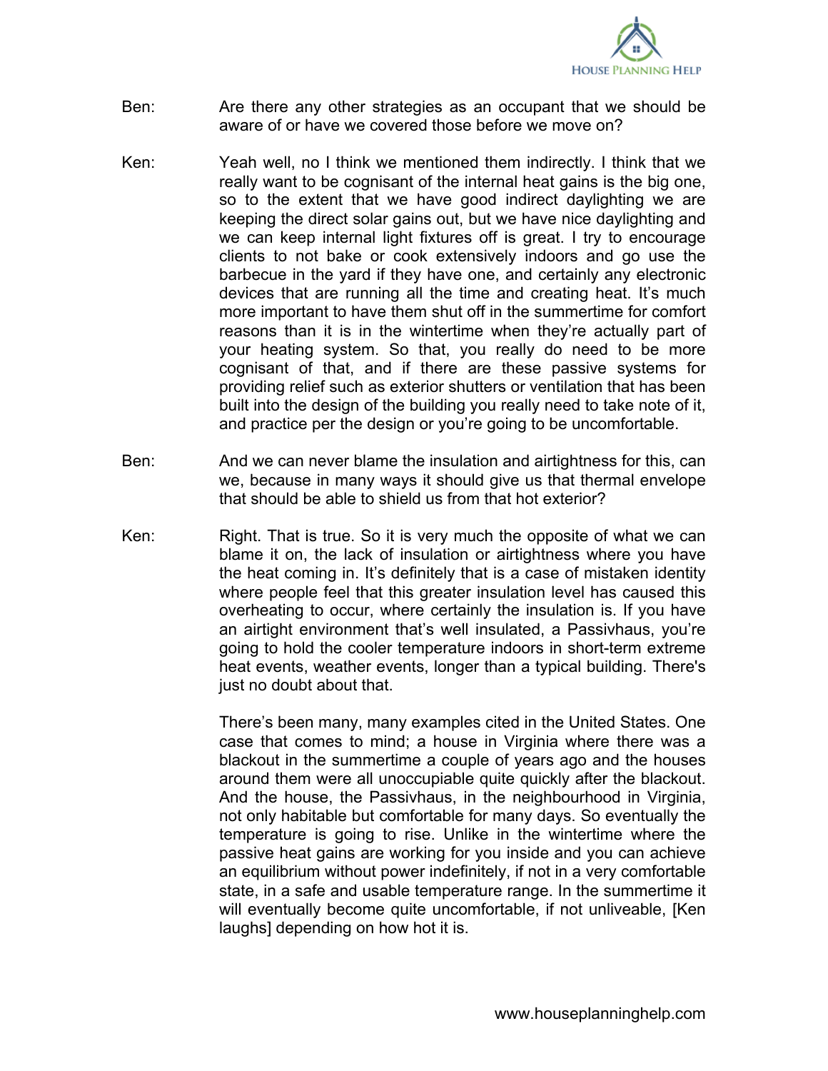Ben: Are there any other strategies as an occupant that we should be aware of or have we covered those before we move on?

Ken: Yeah well, no I think we mentioned them indirectly. I think that we really want to be cognisant of the internal heat gains is the big one, so to the extent that we have good indirect daylighting we are keeping the direct solar gains out, but we have nice daylighting and we can keep internal light fixtures off is great. I try to encourage clients to not bake or cook extensively indoors and go use the barbecue in the yard if they have one, and certainly any electronic devices that are running all the time and creating heat. It's much more important to have them shut off in the summertime for comfort reasons than it is in the wintertime when they're actually part of your heating system. So that, you really do need to be more cognisant of that, and if there are these passive systems for providing relief such as exterior shutters or ventilation that has been built into the design of the building you really need to take note of it, and practice per the design or you're going to be uncomfortable.

Ben: And we can never blame the insulation and airtightness for this, can we, because in many ways it should give us that thermal envelope that should be able to shield us from that hot exterior?

Ken: Right. That is true. So it is very much the opposite of what we can blame it on, the lack of insulation or airtightness where you have the heat coming in. It's definitely that is a case of mistaken identity where people feel that this greater insulation level has caused this overheating to occur, where certainly the insulation is. If you have an airtight environment that's well insulated, a Passivhaus, you're going to hold the cooler temperature indoors in short-term extreme heat events, weather events, longer than a typical building. There's just no doubt about that.

There's been many, many examples cited in the United States. One case that comes to mind; a house in Virginia where there was a blackout in the summertime a couple of years ago and the houses around them were all unoccupiable quite quickly after the blackout. And the house, the Passivhaus, in the neighbourhood in Virginia, not only habitable but comfortable for many days. So eventually the temperature is going to rise. Unlike in the wintertime where the passive heat gains are working for you inside and you can achieve an equilibrium without power indefinitely, if not in a very comfortable state, in a safe and usable temperature range. In the summertime it will eventually become quite uncomfortable, if not unliveable, [Ken laughs] depending on how hot it is.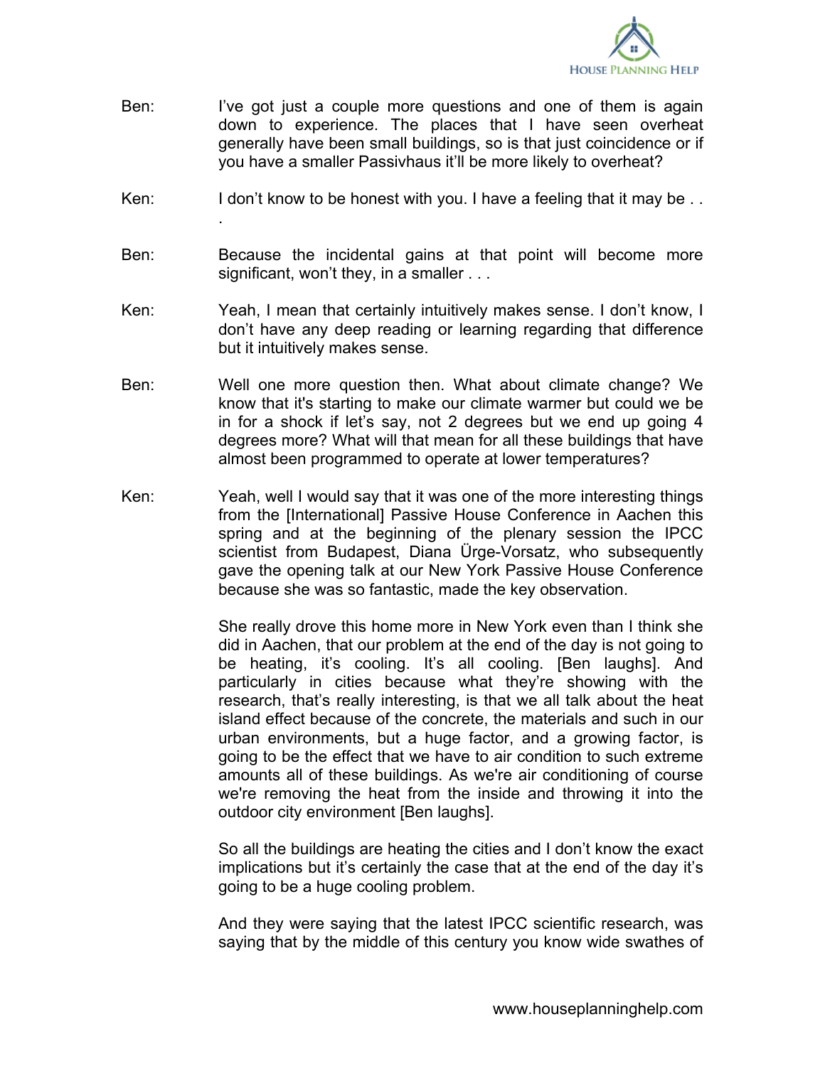Ben: I've got just a couple more questions and one of them is again down to experience. The places that I have seen overheat generally have been small buildings, so is that just coincidence or if you have a smaller Passivhaus it'll be more likely to overheat?

Ken: I don't know to be honest with you. I have a feeling that it may be . . .

Ben: Because the incidental gains at that point will become more significant, won't they, in a smaller . . .

Ken: Yeah, I mean that certainly intuitively makes sense. I don't know, I don't have any deep reading or learning regarding that difference but it intuitively makes sense.

Ben: Well one more question then. What about climate change? We know that it's starting to make our climate warmer but could we be in for a shock if let's say, not 2 degrees but we end up going 4 degrees more? What will that mean for all these buildings that have almost been programmed to operate at lower temperatures?

Ken: Yeah, well I would say that it was one of the more interesting things from the [International] Passive House Conference in Aachen this spring and at the beginning of the plenary session the IPCC scientist from Budapest, Diana Ürge-Vorsatz, who subsequently gave the opening talk at our New York Passive House Conference because she was so fantastic, made the key observation.

She really drove this home more in New York even than I think she did in Aachen, that our problem at the end of the day is not going to be heating, it's cooling. It's all cooling. [Ben laughs]. And particularly in cities because what they're showing with the research, that's really interesting, is that we all talk about the heat island effect because of the concrete, the materials and such in our urban environments, but a huge factor, and a growing factor, is going to be the effect that we have to air condition to such extreme amounts all of these buildings. As we're air conditioning of course we're removing the heat from the inside and throwing it into the outdoor city environment [Ben laughs].

So all the buildings are heating the cities and I don't know the exact implications but it's certainly the case that at the end of the day it's going to be a huge cooling problem.

And they were saying that the latest IPCC scientific research, was saying that by the middle of this century you know wide swathes of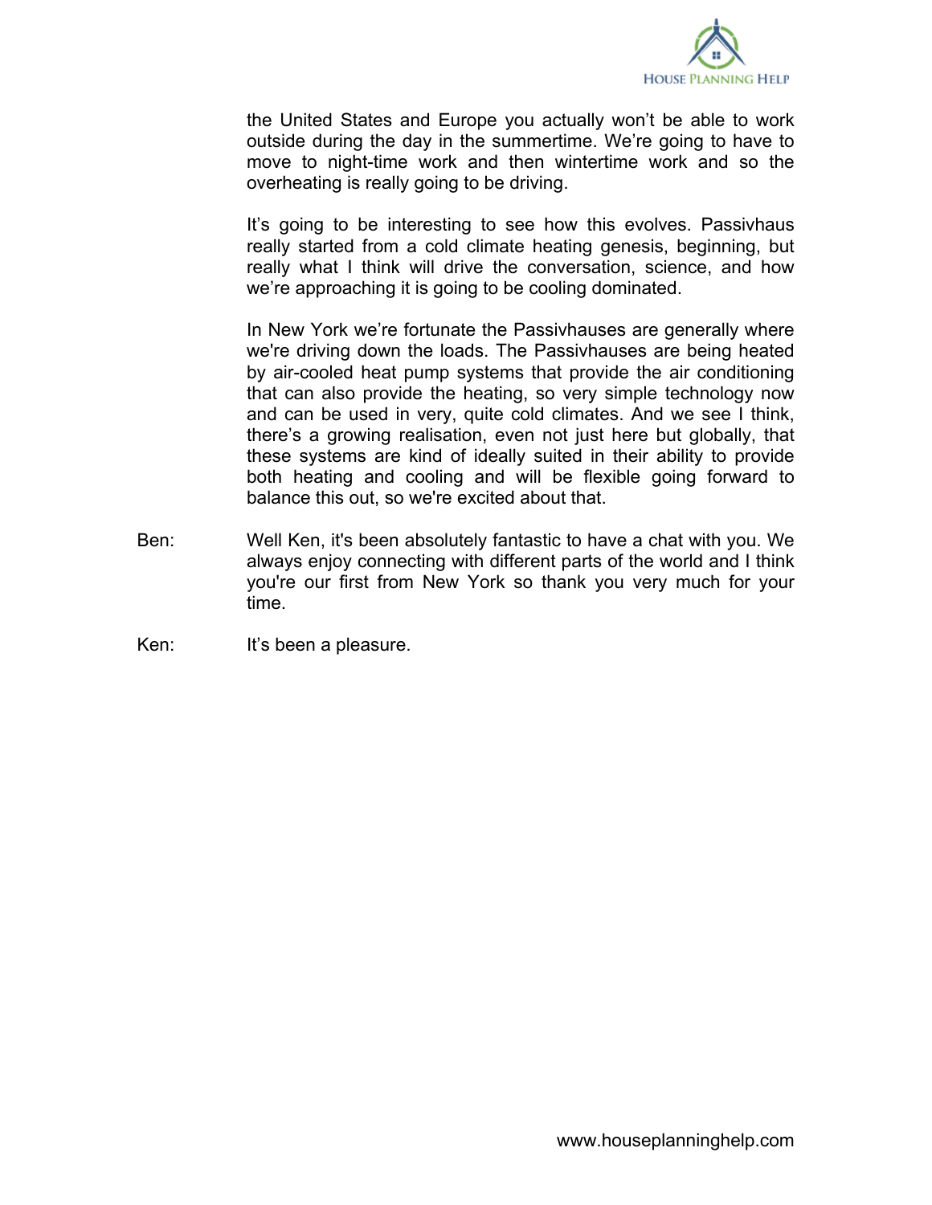the United States and Europe you actually won't be able to work outside during the day in the summertime. We're going to have to move to night-time work and then wintertime work and so the overheating is really going to be driving.

It's going to be interesting to see how this evolves. Passivhaus really started from a cold climate heating genesis, beginning, but really what I think will drive the conversation, science, and how we're approaching it is going to be cooling dominated.

In New York we're fortunate the Passivhauses are generally where we're driving down the loads. The Passivhauses are being heated by air-cooled heat pump systems that provide the air conditioning that can also provide the heating, so very simple technology now and can be used in very, quite cold climates. And we see I think, there's a growing realisation, even not just here but globally, that these systems are kind of ideally suited in their ability to provide both heating and cooling and will be flexible going forward to balance this out, so we're excited about that.

Ben: Well Ken, it's been absolutely fantastic to have a chat with you. We always enjoy connecting with different parts of the world and I think you're our first from New York so thank you very much for your time.

Ken: It's been a pleasure.